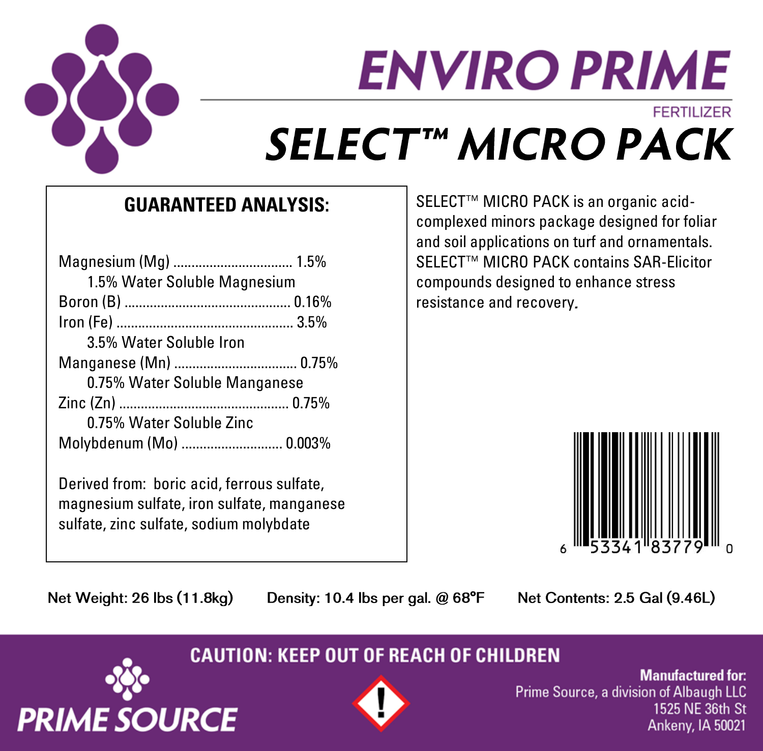# ENVIRO PRIME

FERTILIZER

# SELECT™ MICRO PACK

## GUARANTEED ANALYSIS:

Magnesium (Mg) ................................ 1.5%
    1.5% Water Soluble Magnesium
Boron (B) ............................................ 0.16%
Iron (Fe) ............................................... 3.5%
    3.5% Water Soluble Iron
Manganese (Mn) ................................. 0.75%
    0.75% Water Soluble Manganese
Zinc (Zn) .............................................. 0.75%
    0.75% Water Soluble Zinc
Molybdenum (Mo) ............................ 0.003%

Derived from: boric acid, ferrous sulfate, magnesium sulfate, iron sulfate, manganese sulfate, zinc sulfate, sodium molybdate

SELECT™ MICRO PACK is an organic acid-complexed minors package designed for foliar and soil applications on turf and ornamentals. SELECT™ MICRO PACK contains SAR-Elicitor compounds designed to enhance stress resistance and recovery.

6 53341 83779 0

Net Weight: 26 lbs (11.8kg)    Density: 10.4 lbs per gal. @ 68°F    Net Contents: 2.5 Gal (9.46L)

**CAUTION: KEEP OUT OF REACH OF CHILDREN**

PRIME SOURCE

**Manufactured for:**
Prime Source, a division of Albaugh LLC
1525 NE 36th St
Ankeny, IA 50021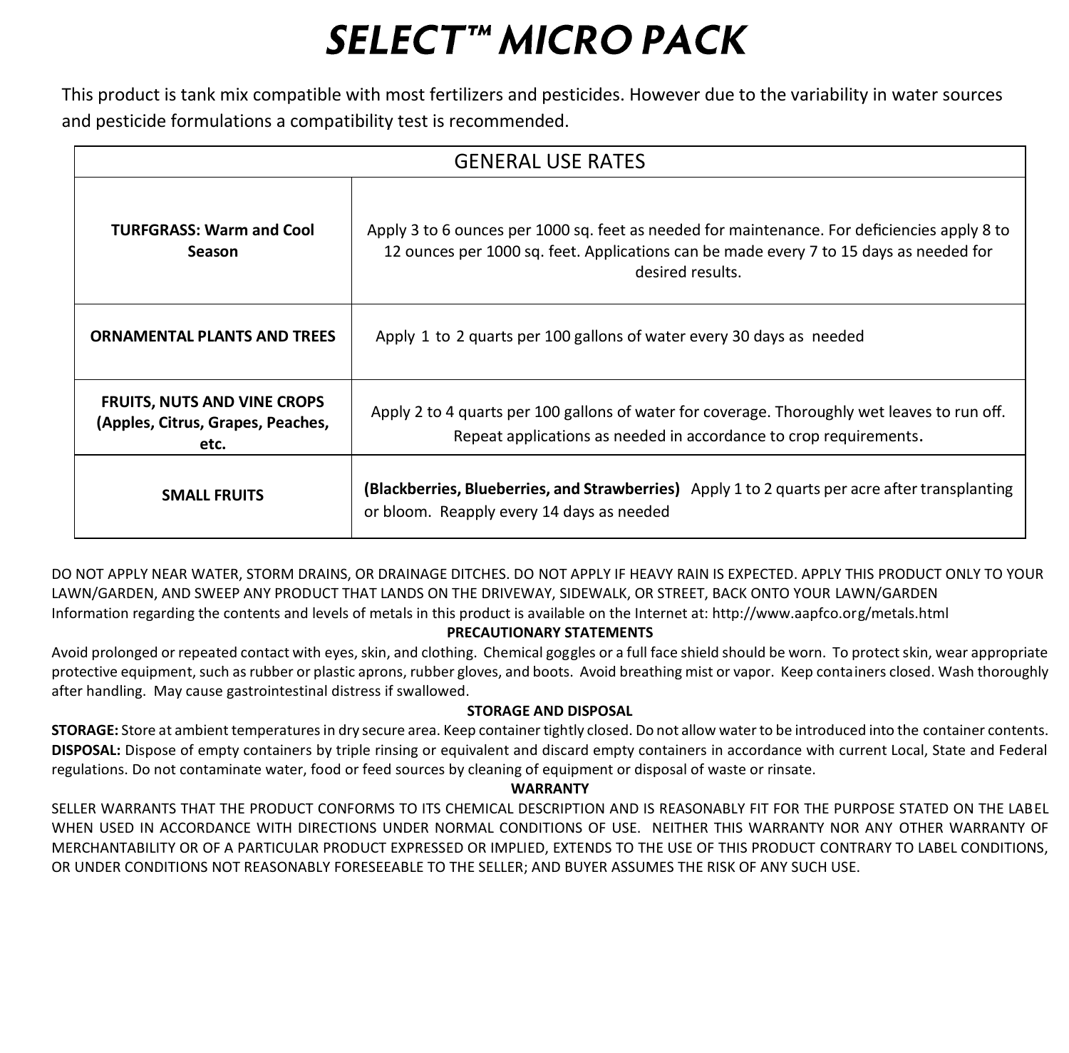# SELECT™ MICRO PACK

This product is tank mix compatible with most fertilizers and pesticides. However due to the variability in water sources and pesticide formulations a compatibility test is recommended.

| GENERAL USE RATES | |
|---|---|
| **TURFGRASS: Warm and Cool Season** | Apply 3 to 6 ounces per 1000 sq. feet as needed for maintenance. For deficiencies apply 8 to 12 ounces per 1000 sq. feet. Applications can be made every 7 to 15 days as needed for desired results. |
| **ORNAMENTAL PLANTS AND TREES** | Apply 1 to 2 quarts per 100 gallons of water every 30 days as needed |
| **FRUITS, NUTS AND VINE CROPS (Apples, Citrus, Grapes, Peaches, etc.** | Apply 2 to 4 quarts per 100 gallons of water for coverage. Thoroughly wet leaves to run off. Repeat applications as needed in accordance to crop requirements. |
| **SMALL FRUITS** | **(Blackberries, Blueberries, and Strawberries)** Apply 1 to 2 quarts per acre after transplanting or bloom. Reapply every 14 days as needed |

DO NOT APPLY NEAR WATER, STORM DRAINS, OR DRAINAGE DITCHES. DO NOT APPLY IF HEAVY RAIN IS EXPECTED. APPLY THIS PRODUCT ONLY TO YOUR LAWN/GARDEN, AND SWEEP ANY PRODUCT THAT LANDS ON THE DRIVEWAY, SIDEWALK, OR STREET, BACK ONTO YOUR LAWN/GARDEN

Information regarding the contents and levels of metals in this product is available on the Internet at: http://www.aapfco.org/metals.html

**PRECAUTIONARY STATEMENTS**

Avoid prolonged or repeated contact with eyes, skin, and clothing. Chemical goggles or a full face shield should be worn. To protect skin, wear appropriate protective equipment, such as rubber or plastic aprons, rubber gloves, and boots. Avoid breathing mist or vapor. Keep containers closed. Wash thoroughly after handling. May cause gastrointestinal distress if swallowed.

**STORAGE AND DISPOSAL**

**STORAGE:** Store at ambient temperatures in dry secure area. Keep container tightly closed. Do not allow water to be introduced into the container contents.

**DISPOSAL:** Dispose of empty containers by triple rinsing or equivalent and discard empty containers in accordance with current Local, State and Federal regulations. Do not contaminate water, food or feed sources by cleaning of equipment or disposal of waste or rinsate.

**WARRANTY**

SELLER WARRANTS THAT THE PRODUCT CONFORMS TO ITS CHEMICAL DESCRIPTION AND IS REASONABLY FIT FOR THE PURPOSE STATED ON THE LABEL WHEN USED IN ACCORDANCE WITH DIRECTIONS UNDER NORMAL CONDITIONS OF USE. NEITHER THIS WARRANTY NOR ANY OTHER WARRANTY OF MERCHANTABILITY OR OF A PARTICULAR PRODUCT EXPRESSED OR IMPLIED, EXTENDS TO THE USE OF THIS PRODUCT CONTRARY TO LABEL CONDITIONS, OR UNDER CONDITIONS NOT REASONABLY FORESEEABLE TO THE SELLER; AND BUYER ASSUMES THE RISK OF ANY SUCH USE.